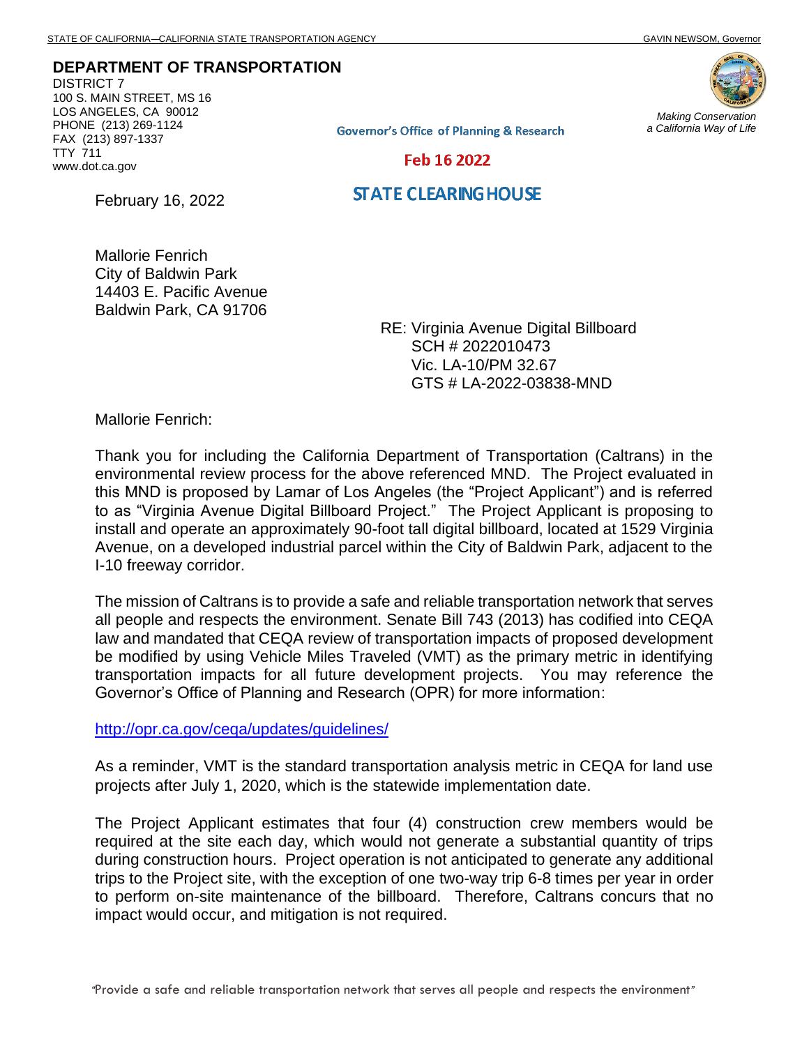STATE OF CALIFORNIA—CALIFORNIA STATE TRANSPORTATION AGENCY GAVIN NEWSOM, Governor

**DEPARTMENT OF TRANSPORTATION**
DISTRICT 7
100 S. MAIN STREET, MS 16
LOS ANGELES, CA 90012
PHONE (213) 269-1124
FAX (213) 897-1337
TTY 711
www.dot.ca.gov

*Making Conservation a California Way of Life*

Governor's Office of Planning & Research

Feb 16 2022

STATE CLEARINGHOUSE

February 16, 2022

Mallorie Fenrich
City of Baldwin Park
14403 E. Pacific Avenue
Baldwin Park, CA 91706

RE: Virginia Avenue Digital Billboard
SCH # 2022010473
Vic. LA-10/PM 32.67
GTS # LA-2022-03838-MND

Mallorie Fenrich:

Thank you for including the California Department of Transportation (Caltrans) in the environmental review process for the above referenced MND. The Project evaluated in this MND is proposed by Lamar of Los Angeles (the "Project Applicant") and is referred to as "Virginia Avenue Digital Billboard Project." The Project Applicant is proposing to install and operate an approximately 90-foot tall digital billboard, located at 1529 Virginia Avenue, on a developed industrial parcel within the City of Baldwin Park, adjacent to the I-10 freeway corridor.

The mission of Caltrans is to provide a safe and reliable transportation network that serves all people and respects the environment. Senate Bill 743 (2013) has codified into CEQA law and mandated that CEQA review of transportation impacts of proposed development be modified by using Vehicle Miles Traveled (VMT) as the primary metric in identifying transportation impacts for all future development projects. You may reference the Governor's Office of Planning and Research (OPR) for more information:

http://opr.ca.gov/ceqa/updates/guidelines/

As a reminder, VMT is the standard transportation analysis metric in CEQA for land use projects after July 1, 2020, which is the statewide implementation date.

The Project Applicant estimates that four (4) construction crew members would be required at the site each day, which would not generate a substantial quantity of trips during construction hours. Project operation is not anticipated to generate any additional trips to the Project site, with the exception of one two-way trip 6-8 times per year in order to perform on-site maintenance of the billboard. Therefore, Caltrans concurs that no impact would occur, and mitigation is not required.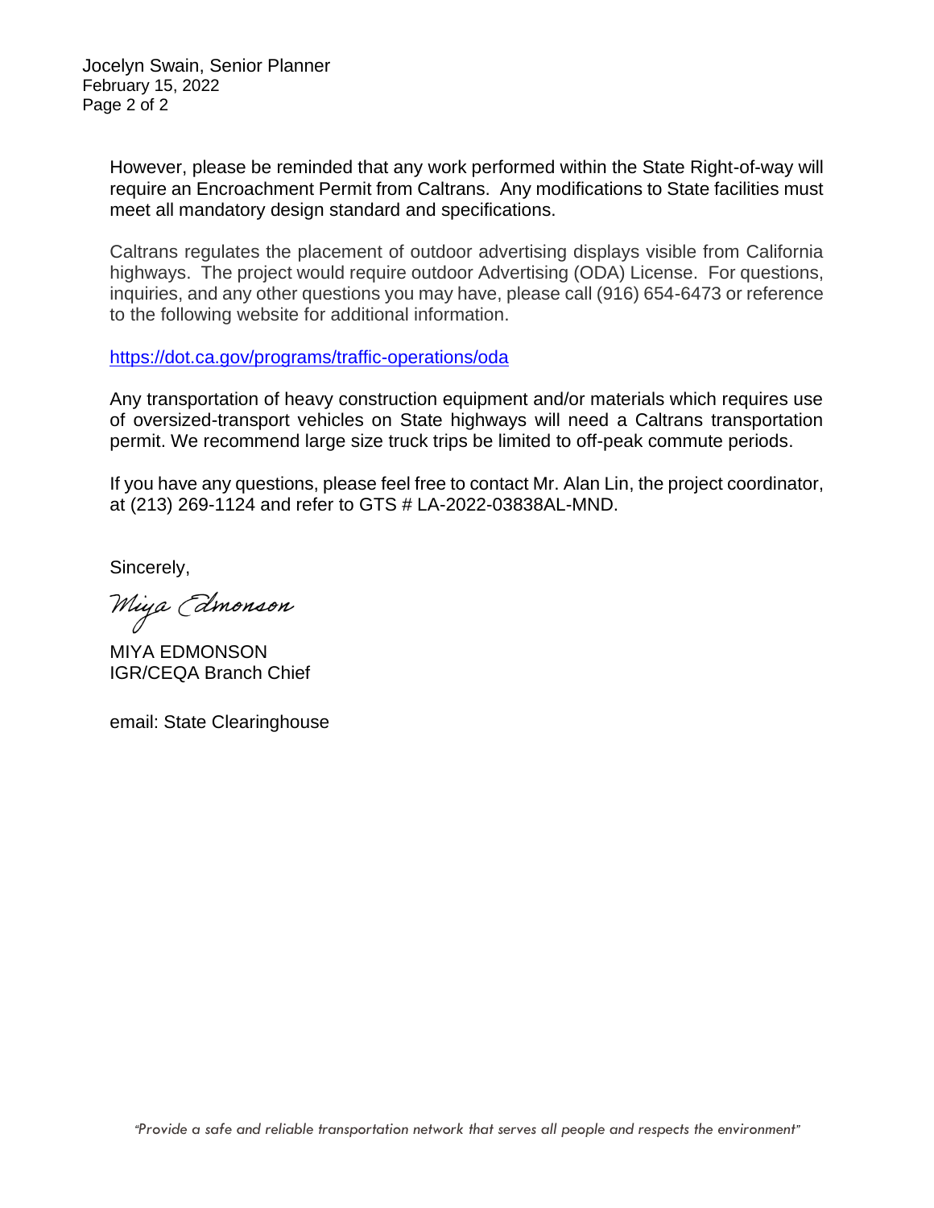However, please be reminded that any work performed within the State Right-of-way will require an Encroachment Permit from Caltrans. Any modifications to State facilities must meet all mandatory design standard and specifications.

Caltrans regulates the placement of outdoor advertising displays visible from California highways. The project would require outdoor Advertising (ODA) License. For questions, inquiries, and any other questions you may have, please call (916) 654-6473 or reference to the following website for additional information.

https://dot.ca.gov/programs/traffic-operations/oda

Any transportation of heavy construction equipment and/or materials which requires use of oversized-transport vehicles on State highways will need a Caltrans transportation permit. We recommend large size truck trips be limited to off-peak commute periods.

If you have any questions, please feel free to contact Mr. Alan Lin, the project coordinator, at (213) 269-1124 and refer to GTS # LA-2022-03838AL-MND.

Sincerely,

*Miya Edmonson*

MIYA EDMONSON
IGR/CEQA Branch Chief

email: State Clearinghouse

*"Provide a safe and reliable transportation network that serves all people and respects the environment"*